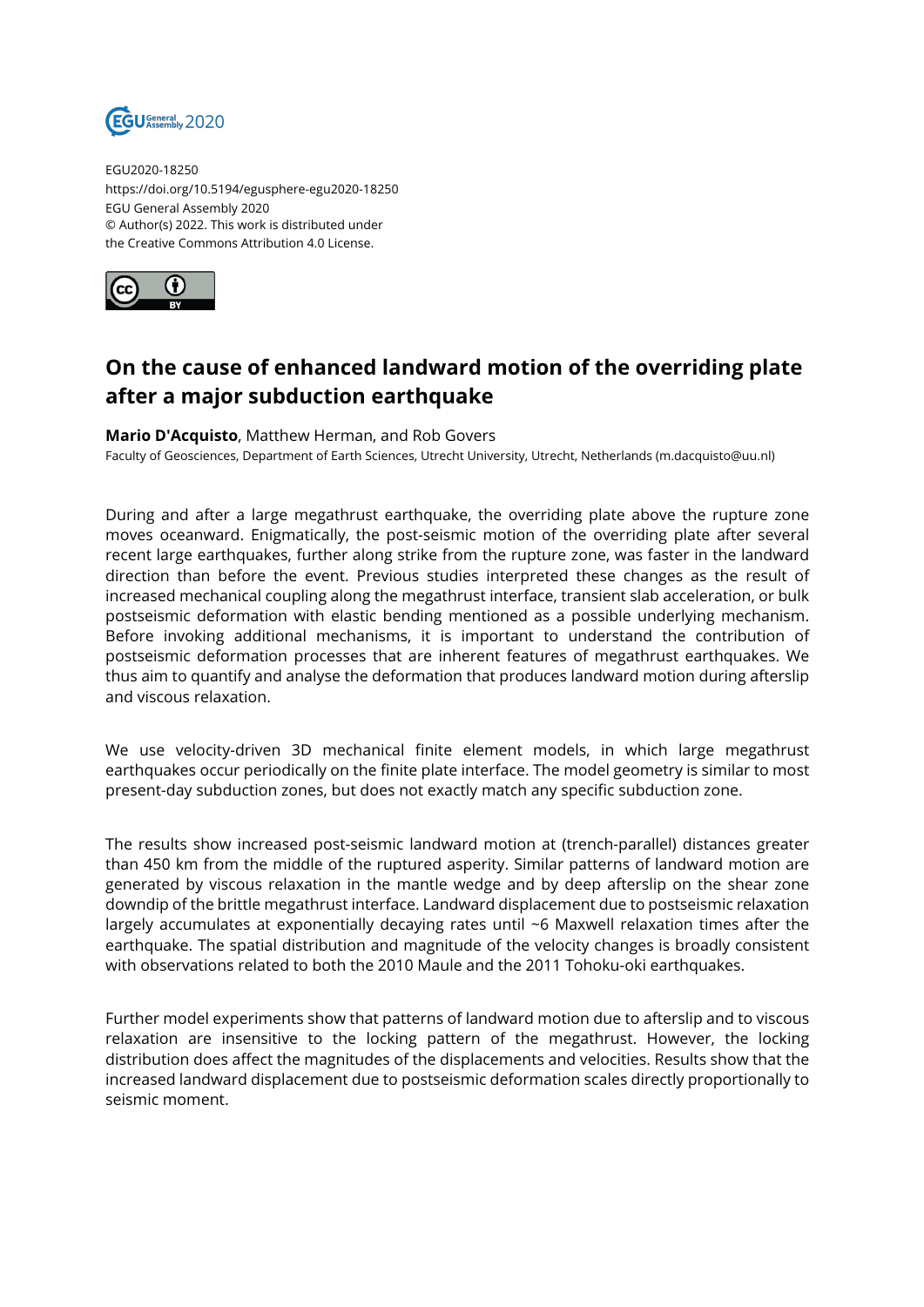EGU2020-18250
https://doi.org/10.5194/egusphere-egu2020-18250
EGU General Assembly 2020
© Author(s) 2022. This work is distributed under
the Creative Commons Attribution 4.0 License.

# On the cause of enhanced landward motion of the overriding plate after a major subduction earthquake

**Mario D'Acquisto**, Matthew Herman, and Rob Govers

Faculty of Geosciences, Department of Earth Sciences, Utrecht University, Utrecht, Netherlands (m.dacquisto@uu.nl)

During and after a large megathrust earthquake, the overriding plate above the rupture zone moves oceanward. Enigmatically, the post-seismic motion of the overriding plate after several recent large earthquakes, further along strike from the rupture zone, was faster in the landward direction than before the event. Previous studies interpreted these changes as the result of increased mechanical coupling along the megathrust interface, transient slab acceleration, or bulk postseismic deformation with elastic bending mentioned as a possible underlying mechanism. Before invoking additional mechanisms, it is important to understand the contribution of postseismic deformation processes that are inherent features of megathrust earthquakes. We thus aim to quantify and analyse the deformation that produces landward motion during afterslip and viscous relaxation.

We use velocity-driven 3D mechanical finite element models, in which large megathrust earthquakes occur periodically on the finite plate interface. The model geometry is similar to most present-day subduction zones, but does not exactly match any specific subduction zone.

The results show increased post-seismic landward motion at (trench-parallel) distances greater than 450 km from the middle of the ruptured asperity. Similar patterns of landward motion are generated by viscous relaxation in the mantle wedge and by deep afterslip on the shear zone downdip of the brittle megathrust interface. Landward displacement due to postseismic relaxation largely accumulates at exponentially decaying rates until ~6 Maxwell relaxation times after the earthquake. The spatial distribution and magnitude of the velocity changes is broadly consistent with observations related to both the 2010 Maule and the 2011 Tohoku-oki earthquakes.

Further model experiments show that patterns of landward motion due to afterslip and to viscous relaxation are insensitive to the locking pattern of the megathrust. However, the locking distribution does affect the magnitudes of the displacements and velocities. Results show that the increased landward displacement due to postseismic deformation scales directly proportionally to seismic moment.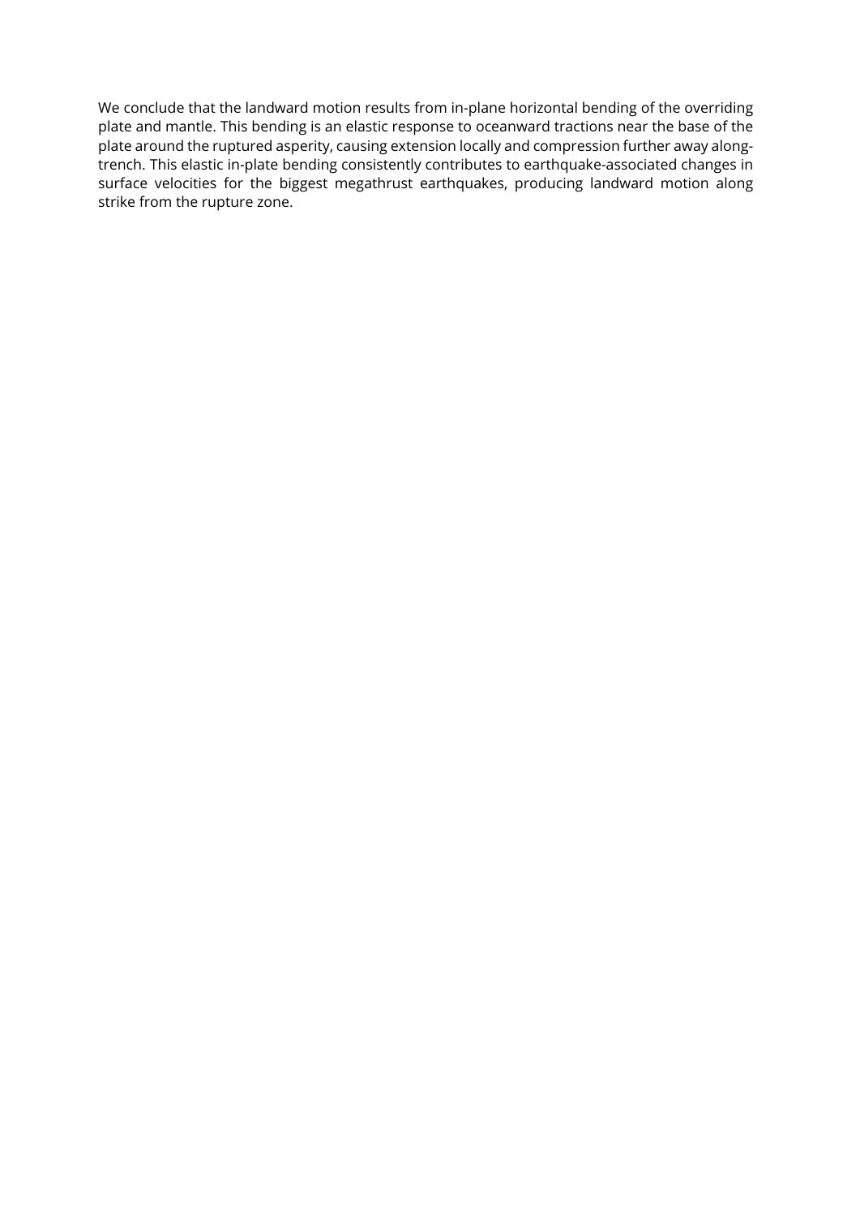We conclude that the landward motion results from in-plane horizontal bending of the overriding plate and mantle. This bending is an elastic response to oceanward tractions near the base of the plate around the ruptured asperity, causing extension locally and compression further away along-trench. This elastic in-plate bending consistently contributes to earthquake-associated changes in surface velocities for the biggest megathrust earthquakes, producing landward motion along strike from the rupture zone.